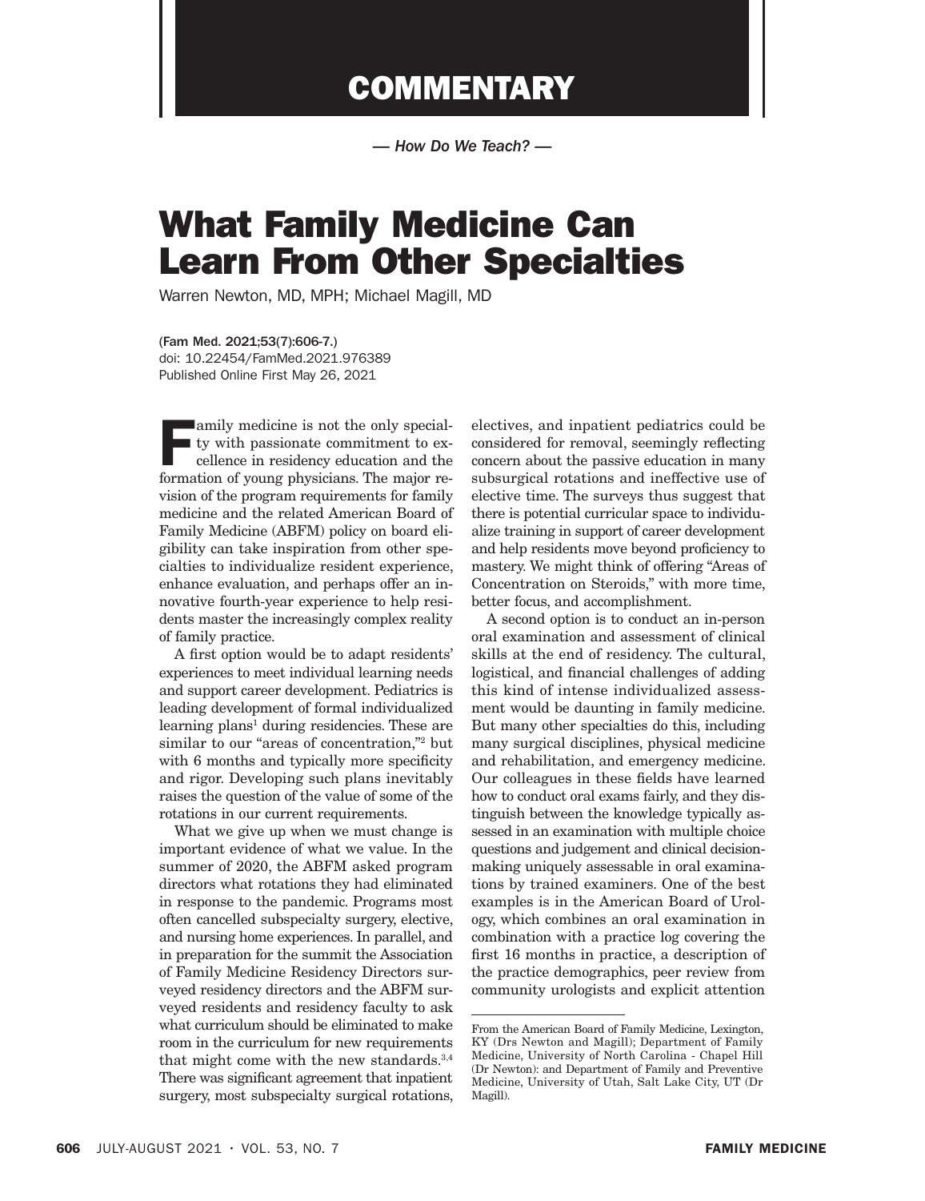# COMMENTARY

*— How Do We Teach? —*

# What Family Medicine Can Learn From Other Specialties

Warren Newton, MD, MPH; Michael Magill, MD

(Fam Med. 2021;53(7):606-7.)
doi: 10.22454/FamMed.2021.976389
Published Online First May 26, 2021

Family medicine is not the only specialty with passionate commitment to excellence in residency education and the formation of young physicians. The major revision of the program requirements for family medicine and the related American Board of Family Medicine (ABFM) policy on board eligibility can take inspiration from other specialties to individualize resident experience, enhance evaluation, and perhaps offer an innovative fourth-year experience to help residents master the increasingly complex reality of family practice.

A first option would be to adapt residents' experiences to meet individual learning needs and support career development. Pediatrics is leading development of formal individualized learning plans[1] during residencies. These are similar to our "areas of concentration,"[2] but with 6 months and typically more specificity and rigor. Developing such plans inevitably raises the question of the value of some of the rotations in our current requirements.

What we give up when we must change is important evidence of what we value. In the summer of 2020, the ABFM asked program directors what rotations they had eliminated in response to the pandemic. Programs most often cancelled subspecialty surgery, elective, and nursing home experiences. In parallel, and in preparation for the summit the Association of Family Medicine Residency Directors surveyed residency directors and the ABFM surveyed residents and residency faculty to ask what curriculum should be eliminated to make room in the curriculum for new requirements that might come with the new standards.[3,4] There was significant agreement that inpatient surgery, most subspecialty surgical rotations, electives, and inpatient pediatrics could be considered for removal, seemingly reflecting concern about the passive education in many subsurgical rotations and ineffective use of elective time. The surveys thus suggest that there is potential curricular space to individualize training in support of career development and help residents move beyond proficiency to mastery. We might think of offering "Areas of Concentration on Steroids," with more time, better focus, and accomplishment.

A second option is to conduct an in-person oral examination and assessment of clinical skills at the end of residency. The cultural, logistical, and financial challenges of adding this kind of intense individualized assessment would be daunting in family medicine. But many other specialties do this, including many surgical disciplines, physical medicine and rehabilitation, and emergency medicine. Our colleagues in these fields have learned how to conduct oral exams fairly, and they distinguish between the knowledge typically assessed in an examination with multiple choice questions and judgement and clinical decision-making uniquely assessable in oral examinations by trained examiners. One of the best examples is in the American Board of Urology, which combines an oral examination in combination with a practice log covering the first 16 months in practice, a description of the practice demographics, peer review from community urologists and explicit attention

From the American Board of Family Medicine, Lexington, KY (Drs Newton and Magill); Department of Family Medicine, University of North Carolina - Chapel Hill (Dr Newton): and Department of Family and Preventive Medicine, University of Utah, Salt Lake City, UT (Dr Magill).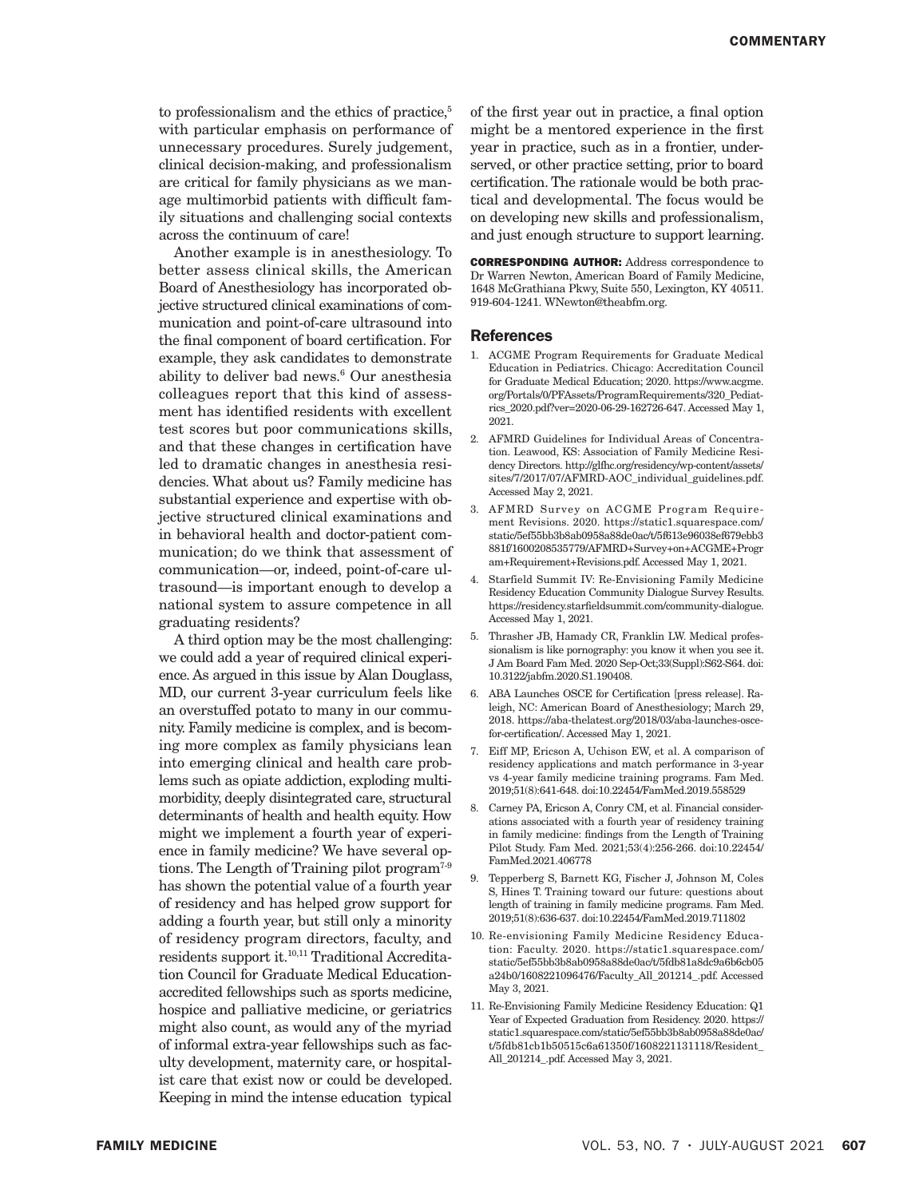to professionalism and the ethics of practice,[5] with particular emphasis on performance of unnecessary procedures. Surely judgement, clinical decision-making, and professionalism are critical for family physicians as we manage multimorbid patients with difficult family situations and challenging social contexts across the continuum of care!

Another example is in anesthesiology. To better assess clinical skills, the American Board of Anesthesiology has incorporated objective structured clinical examinations of communication and point-of-care ultrasound into the final component of board certification. For example, they ask candidates to demonstrate ability to deliver bad news.[6] Our anesthesia colleagues report that this kind of assessment has identified residents with excellent test scores but poor communications skills, and that these changes in certification have led to dramatic changes in anesthesia residencies. What about us? Family medicine has substantial experience and expertise with objective structured clinical examinations and in behavioral health and doctor-patient communication; do we think that assessment of communication—or, indeed, point-of-care ultrasound—is important enough to develop a national system to assure competence in all graduating residents?

A third option may be the most challenging: we could add a year of required clinical experience. As argued in this issue by Alan Douglass, MD, our current 3-year curriculum feels like an overstuffed potato to many in our community. Family medicine is complex, and is becoming more complex as family physicians lean into emerging clinical and health care problems such as opiate addiction, exploding multimorbidity, deeply disintegrated care, structural determinants of health and health equity. How might we implement a fourth year of experience in family medicine? We have several options. The Length of Training pilot program[7-9] has shown the potential value of a fourth year of residency and has helped grow support for adding a fourth year, but still only a minority of residency program directors, faculty, and residents support it.[10,11] Traditional Accreditation Council for Graduate Medical Education-accredited fellowships such as sports medicine, hospice and palliative medicine, or geriatrics might also count, as would any of the myriad of informal extra-year fellowships such as faculty development, maternity care, or hospitalist care that exist now or could be developed. Keeping in mind the intense education typical of the first year out in practice, a final option might be a mentored experience in the first year in practice, such as in a frontier, underserved, or other practice setting, prior to board certification. The rationale would be both practical and developmental. The focus would be on developing new skills and professionalism, and just enough structure to support learning.

**CORRESPONDING AUTHOR:** Address correspondence to Dr Warren Newton, American Board of Family Medicine, 1648 McGrathiana Pkwy, Suite 550, Lexington, KY 40511. 919-604-1241. WNewton@theabfm.org.

## References

1. ACGME Program Requirements for Graduate Medical Education in Pediatrics. Chicago: Accreditation Council for Graduate Medical Education; 2020. https://www.acgme.org/Portals/0/PFAssets/ProgramRequirements/320_Pediatrics_2020.pdf?ver=2020-06-29-162726-647. Accessed May 1, 2021.
2. AFMRD Guidelines for Individual Areas of Concentration. Leawood, KS: Association of Family Medicine Residency Directors. http://glfhc.org/residency/wp-content/assets/sites/7/2017/07/AFMRD-AOC_individual_guidelines.pdf. Accessed May 2, 2021.
3. AFMRD Survey on ACGME Program Requirement Revisions. 2020. https://static1.squarespace.com/static/5ef55bb3b8ab0958a88de0ac/t/5f613e96038ef679ebb3881f/1600208535779/AFMRD+Survey+on+ACGME+Program+Requirement+Revisions.pdf. Accessed May 1, 2021.
4. Starfield Summit IV: Re-Envisioning Family Medicine Residency Education Community Dialogue Survey Results. https://residency.starfieldsummit.com/community-dialogue. Accessed May 1, 2021.
5. Thrasher JB, Hamady CR, Franklin LW. Medical professionalism is like pornography: you know it when you see it. J Am Board Fam Med. 2020 Sep-Oct;33(Suppl):S62-S64. doi: 10.3122/jabfm.2020.S1.190408.
6. ABA Launches OSCE for Certification [press release]. Raleigh, NC: American Board of Anesthesiology; March 29, 2018. https://aba-thelatest.org/2018/03/aba-launches-osce-for-certification/. Accessed May 1, 2021.
7. Eiff MP, Ericson A, Uchison EW, et al. A comparison of residency applications and match performance in 3-year vs 4-year family medicine training programs. Fam Med. 2019;51(8):641-648. doi:10.22454/FamMed.2019.558529
8. Carney PA, Ericson A, Conry CM, et al. Financial considerations associated with a fourth year of residency training in family medicine: findings from the Length of Training Pilot Study. Fam Med. 2021;53(4):256-266. doi:10.22454/FamMed.2021.406778
9. Tepperberg S, Barnett KG, Fischer J, Johnson M, Coles S, Hines T. Training toward our future: questions about length of training in family medicine programs. Fam Med. 2019;51(8):636-637. doi:10.22454/FamMed.2019.711802
10. Re-envisioning Family Medicine Residency Education: Faculty. 2020. https://static1.squarespace.com/static/5ef55bb3b8ab0958a88de0ac/t/5fdb81a8dc9a6b6cb05a24b0/1608221096476/Faculty_All_201214_.pdf. Accessed May 3, 2021.
11. Re-Envisioning Family Medicine Residency Education: Q1 Year of Expected Graduation from Residency. 2020. https://static1.squarespace.com/static/5ef55bb3b8ab0958a88de0ac/t/5fdb81cb1b50515c6a61350f/1608221131118/Resident_All_201214_.pdf. Accessed May 3, 2021.